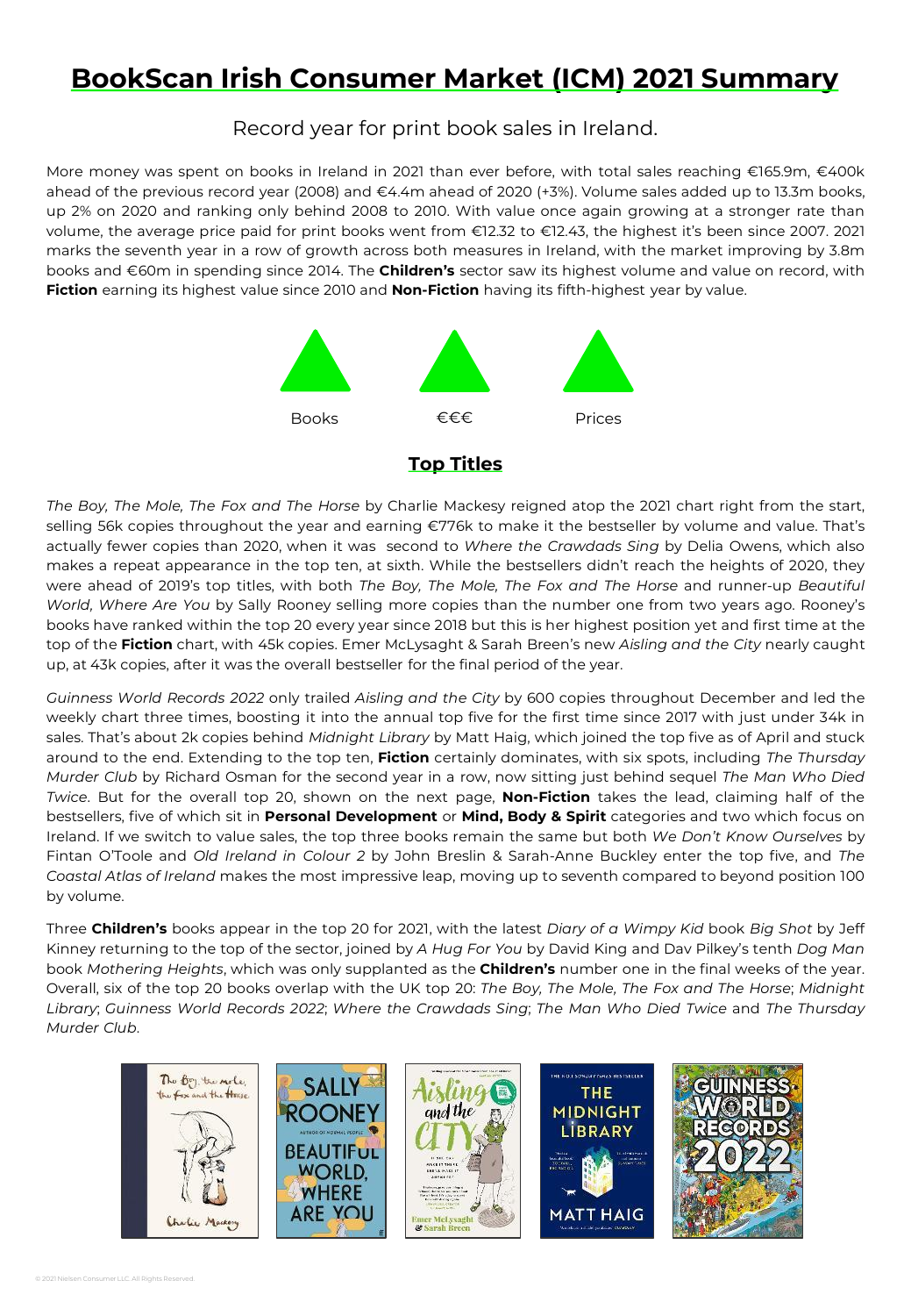# BookScan Irish Consumer Market (ICM) 2021 Summary

## Record year for print book sales in Ireland.

More money was spent on books in Ireland in 2021 than ever before, with total sales reaching €165.9m, €400k ahead of the previous record year (2008) and €4.4m ahead of 2020 (+3%). Volume sales added up to 13.3m books, up 2% on 2020 and ranking only behind 2008 to 2010. With value once again growing at a stronger rate than volume, the average price paid for print books went from €12.32 to €12.43, the highest it's been since 2007. 2021 marks the seventh year in a row of growth across both measures in Ireland, with the market improving by 3.8m books and €60m in spending since 2014. The **Children's** sector saw its highest volume and value on record, with **Fiction** earning its highest value since 2010 and **Non-Fiction** having its fifth-highest year by value.

Books €€€ Prices

## Top Titles

*The Boy, The Mole, The Fox and The Horse* by Charlie Mackesy reigned atop the 2021 chart right from the start, selling 56k copies throughout the year and earning €776k to make it the bestseller by volume and value. That's actually fewer copies than 2020, when it was second to *Where the Crawdads Sing* by Delia Owens, which also makes a repeat appearance in the top ten, at sixth. While the bestsellers didn't reach the heights of 2020, they were ahead of 2019's top titles, with both *The Boy, The Mole, The Fox and The Horse* and runner-up *Beautiful World, Where Are You* by Sally Rooney selling more copies than the number one from two years ago. Rooney's books have ranked within the top 20 every year since 2018 but this is her highest position yet and first time at the top of the **Fiction** chart, with 45k copies. Emer McLysaght & Sarah Breen's new *Aisling and the City* nearly caught up, at 43k copies, after it was the overall bestseller for the final period of the year.

*Guinness World Records 2022* only trailed *Aisling and the City* by 600 copies throughout December and led the weekly chart three times, boosting it into the annual top five for the first time since 2017 with just under 34k in sales. That's about 2k copies behind *Midnight Library* by Matt Haig, which joined the top five as of April and stuck around to the end. Extending to the top ten, **Fiction** certainly dominates, with six spots, including *The Thursday Murder Club* by Richard Osman for the second year in a row, now sitting just behind sequel *The Man Who Died Twice*. But for the overall top 20, shown on the next page, **Non-Fiction** takes the lead, claiming half of the bestsellers, five of which sit in **Personal Development** or **Mind, Body & Spirit** categories and two which focus on Ireland. If we switch to value sales, the top three books remain the same but both *We Don't Know Ourselves* by Fintan O'Toole and *Old Ireland in Colour 2* by John Breslin & Sarah-Anne Buckley enter the top five, and *The Coastal Atlas of Ireland* makes the most impressive leap, moving up to seventh compared to beyond position 100 by volume.

Three **Children's** books appear in the top 20 for 2021, with the latest *Diary of a Wimpy Kid* book *Big Shot* by Jeff Kinney returning to the top of the sector, joined by *A Hug For You* by David King and Dav Pilkey's tenth *Dog Man* book *Mothering Heights*, which was only supplanted as the **Children's** number one in the final weeks of the year. Overall, six of the top 20 books overlap with the UK top 20: *The Boy, The Mole, The Fox and The Horse*; *Midnight Library*; *Guinness World Records 2022*; *Where the Crawdads Sing*; *The Man Who Died Twice* and *The Thursday Murder Club*.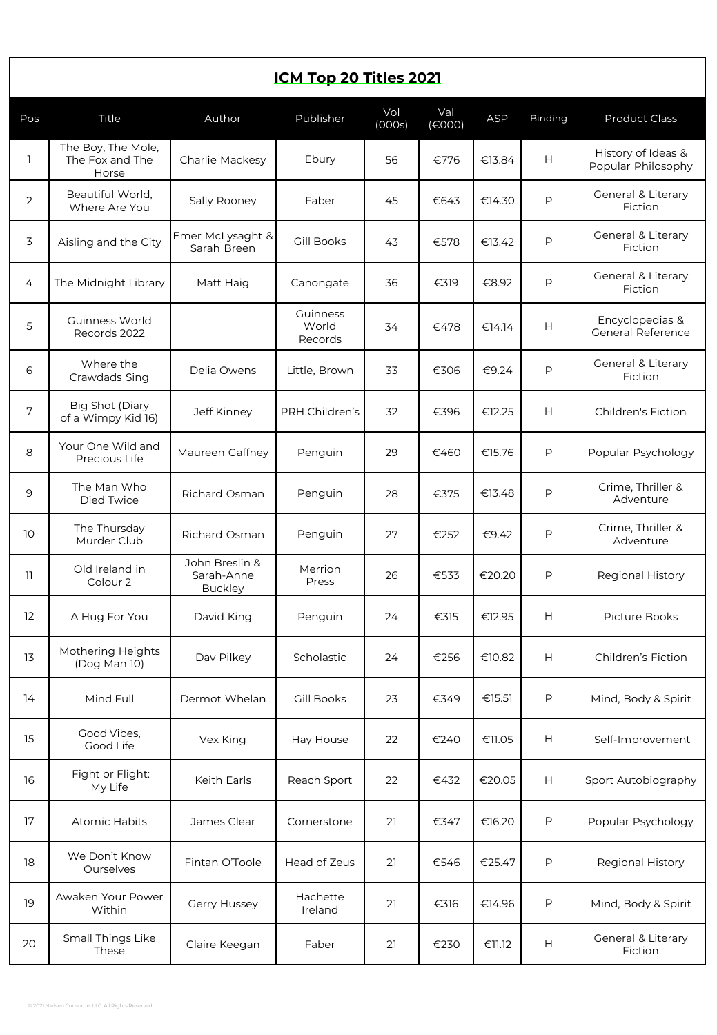## ICM Top 20 Titles 2021

| Pos | Title | Author | Publisher | Vol (000s) | Val (€000) | ASP | Binding | Product Class |
|---|---|---|---|---|---|---|---|---|
| 1 | The Boy, The Mole, The Fox and The Horse | Charlie Mackesy | Ebury | 56 | €776 | €13.84 | H | History of Ideas & Popular Philosophy |
| 2 | Beautiful World, Where Are You | Sally Rooney | Faber | 45 | €643 | €14.30 | P | General & Literary Fiction |
| 3 | Aisling and the City | Emer McLysaght & Sarah Breen | Gill Books | 43 | €578 | €13.42 | P | General & Literary Fiction |
| 4 | The Midnight Library | Matt Haig | Canongate | 36 | €319 | €8.92 | P | General & Literary Fiction |
| 5 | Guinness World Records 2022 | | Guinness World Records | 34 | €478 | €14.14 | H | Encyclopedias & General Reference |
| 6 | Where the Crawdads Sing | Delia Owens | Little, Brown | 33 | €306 | €9.24 | P | General & Literary Fiction |
| 7 | Big Shot (Diary of a Wimpy Kid 16) | Jeff Kinney | PRH Children's | 32 | €396 | €12.25 | H | Children's Fiction |
| 8 | Your One Wild and Precious Life | Maureen Gaffney | Penguin | 29 | €460 | €15.76 | P | Popular Psychology |
| 9 | The Man Who Died Twice | Richard Osman | Penguin | 28 | €375 | €13.48 | P | Crime, Thriller & Adventure |
| 10 | The Thursday Murder Club | Richard Osman | Penguin | 27 | €252 | €9.42 | P | Crime, Thriller & Adventure |
| 11 | Old Ireland in Colour 2 | John Breslin & Sarah-Anne Buckley | Merrion Press | 26 | €533 | €20.20 | P | Regional History |
| 12 | A Hug For You | David King | Penguin | 24 | €315 | €12.95 | H | Picture Books |
| 13 | Mothering Heights (Dog Man 10) | Dav Pilkey | Scholastic | 24 | €256 | €10.82 | H | Children's Fiction |
| 14 | Mind Full | Dermot Whelan | Gill Books | 23 | €349 | €15.51 | P | Mind, Body & Spirit |
| 15 | Good Vibes, Good Life | Vex King | Hay House | 22 | €240 | €11.05 | H | Self-Improvement |
| 16 | Fight or Flight: My Life | Keith Earls | Reach Sport | 22 | €432 | €20.05 | H | Sport Autobiography |
| 17 | Atomic Habits | James Clear | Cornerstone | 21 | €347 | €16.20 | P | Popular Psychology |
| 18 | We Don't Know Ourselves | Fintan O'Toole | Head of Zeus | 21 | €546 | €25.47 | P | Regional History |
| 19 | Awaken Your Power Within | Gerry Hussey | Hachette Ireland | 21 | €316 | €14.96 | P | Mind, Body & Spirit |
| 20 | Small Things Like These | Claire Keegan | Faber | 21 | €230 | €11.12 | H | General & Literary Fiction |

© 2021 Nielsen Consumer LLC. All Rights Reserved.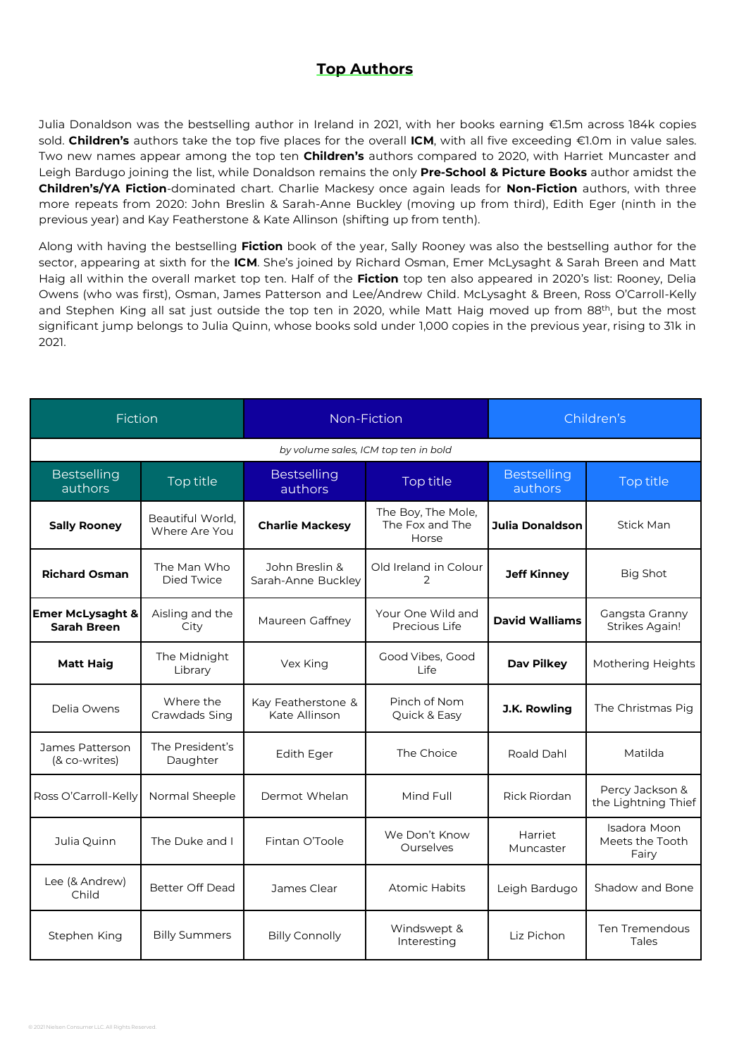# Top Authors

Julia Donaldson was the bestselling author in Ireland in 2021, with her books earning €1.5m across 184k copies sold. **Children's** authors take the top five places for the overall **ICM**, with all five exceeding €1.0m in value sales. Two new names appear among the top ten **Children's** authors compared to 2020, with Harriet Muncaster and Leigh Bardugo joining the list, while Donaldson remains the only **Pre-School & Picture Books** author amidst the **Children's/YA Fiction**-dominated chart. Charlie Mackesy once again leads for **Non-Fiction** authors, with three more repeats from 2020: John Breslin & Sarah-Anne Buckley (moving up from third), Edith Eger (ninth in the previous year) and Kay Featherstone & Kate Allinson (shifting up from tenth).

Along with having the bestselling **Fiction** book of the year, Sally Rooney was also the bestselling author for the sector, appearing at sixth for the **ICM**. She's joined by Richard Osman, Emer McLysaght & Sarah Breen and Matt Haig all within the overall market top ten. Half of the **Fiction** top ten also appeared in 2020's list: Rooney, Delia Owens (who was first), Osman, James Patterson and Lee/Andrew Child. McLysaght & Breen, Ross O'Carroll-Kelly and Stephen King all sat just outside the top ten in 2020, while Matt Haig moved up from 88th, but the most significant jump belongs to Julia Quinn, whose books sold under 1,000 copies in the previous year, rising to 31k in 2021.

| Fiction | | Non-Fiction | | Children's | |
|---|---|---|---|---|---|
| *by volume sales, ICM top ten in bold* | | | | | |
| Bestselling authors | Top title | Bestselling authors | Top title | Bestselling authors | Top title |
| **Sally Rooney** | Beautiful World, Where Are You | **Charlie Mackesy** | The Boy, The Mole, The Fox and The Horse | **Julia Donaldson** | Stick Man |
| **Richard Osman** | The Man Who Died Twice | John Breslin & Sarah-Anne Buckley | Old Ireland in Colour 2 | **Jeff Kinney** | Big Shot |
| **Emer McLysaght & Sarah Breen** | Aisling and the City | Maureen Gaffney | Your One Wild and Precious Life | **David Walliams** | Gangsta Granny Strikes Again! |
| **Matt Haig** | The Midnight Library | Vex King | Good Vibes, Good Life | **Dav Pilkey** | Mothering Heights |
| Delia Owens | Where the Crawdads Sing | Kay Featherstone & Kate Allinson | Pinch of Nom Quick & Easy | **J.K. Rowling** | The Christmas Pig |
| James Patterson (& co-writes) | The President's Daughter | Edith Eger | The Choice | Roald Dahl | Matilda |
| Ross O'Carroll-Kelly | Normal Sheeple | Dermot Whelan | Mind Full | Rick Riordan | Percy Jackson & the Lightning Thief |
| Julia Quinn | The Duke and I | Fintan O'Toole | We Don't Know Ourselves | Harriet Muncaster | Isadora Moon Meets the Tooth Fairy |
| Lee (& Andrew) Child | Better Off Dead | James Clear | Atomic Habits | Leigh Bardugo | Shadow and Bone |
| Stephen King | Billy Summers | Billy Connolly | Windswept & Interesting | Liz Pichon | Ten Tremendous Tales |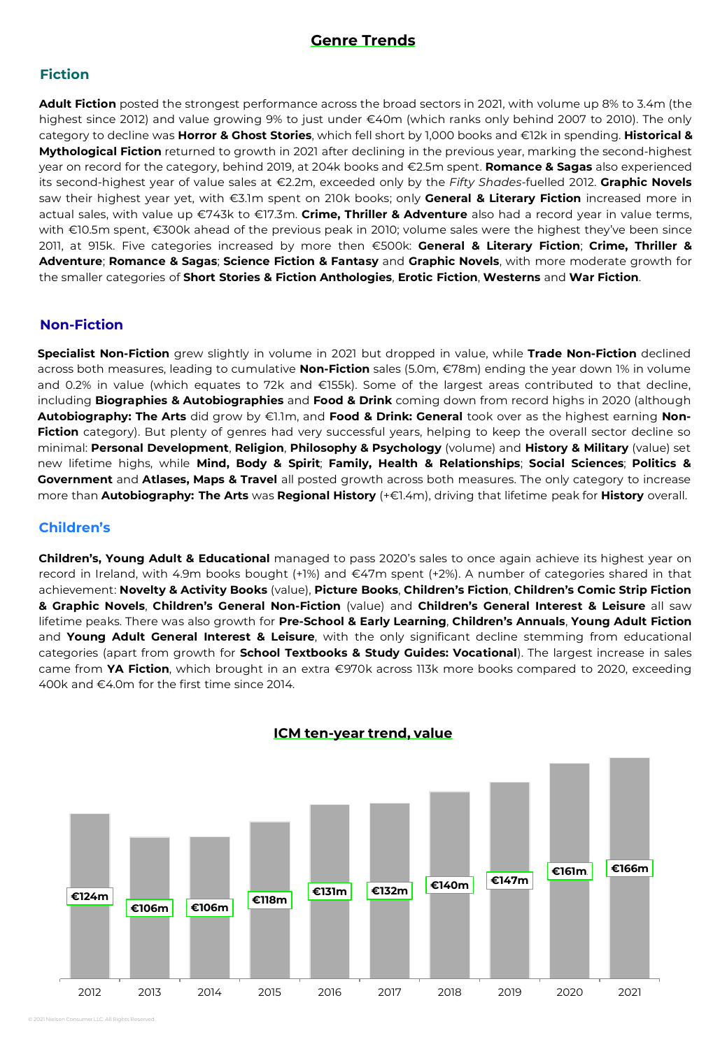# Genre Trends

## Fiction

**Adult Fiction** posted the strongest performance across the broad sectors in 2021, with volume up 8% to 3.4m (the highest since 2012) and value growing 9% to just under €40m (which ranks only behind 2007 to 2010). The only category to decline was **Horror & Ghost Stories**, which fell short by 1,000 books and €12k in spending. **Historical & Mythological Fiction** returned to growth in 2021 after declining in the previous year, marking the second-highest year on record for the category, behind 2019, at 204k books and €2.5m spent. **Romance & Sagas** also experienced its second-highest year of value sales at €2.2m, exceeded only by the *Fifty Shades*-fuelled 2012. **Graphic Novels** saw their highest year yet, with €3.1m spent on 210k books; only **General & Literary Fiction** increased more in actual sales, with value up €743k to €17.3m. **Crime, Thriller & Adventure** also had a record year in value terms, with €10.5m spent, €300k ahead of the previous peak in 2010; volume sales were the highest they've been since 2011, at 915k. Five categories increased by more then €500k: **General & Literary Fiction**; **Crime, Thriller & Adventure**; **Romance & Sagas**; **Science Fiction & Fantasy** and **Graphic Novels**, with more moderate growth for the smaller categories of **Short Stories & Fiction Anthologies**, **Erotic Fiction**, **Westerns** and **War Fiction**.

## Non-Fiction

**Specialist Non-Fiction** grew slightly in volume in 2021 but dropped in value, while **Trade Non-Fiction** declined across both measures, leading to cumulative **Non-Fiction** sales (5.0m, €78m) ending the year down 1% in volume and 0.2% in value (which equates to 72k and €155k). Some of the largest areas contributed to that decline, including **Biographies & Autobiographies** and **Food & Drink** coming down from record highs in 2020 (although **Autobiography: The Arts** did grow by €1.1m, and **Food & Drink: General** took over as the highest earning **Non-Fiction** category). But plenty of genres had very successful years, helping to keep the overall sector decline so minimal: **Personal Development**, **Religion**, **Philosophy & Psychology** (volume) and **History & Military** (value) set new lifetime highs, while **Mind, Body & Spirit**; **Family, Health & Relationships**; **Social Sciences**; **Politics & Government** and **Atlases, Maps & Travel** all posted growth across both measures. The only category to increase more than **Autobiography: The Arts** was **Regional History** (+€1.4m), driving that lifetime peak for **History** overall.

## Children's

**Children's, Young Adult & Educational** managed to pass 2020's sales to once again achieve its highest year on record in Ireland, with 4.9m books bought (+1%) and €47m spent (+2%). A number of categories shared in that achievement: **Novelty & Activity Books** (value), **Picture Books**, **Children's Fiction**, **Children's Comic Strip Fiction & Graphic Novels**, **Children's General Non-Fiction** (value) and **Children's General Interest & Leisure** all saw lifetime peaks. There was also growth for **Pre-School & Early Learning**, **Children's Annuals**, **Young Adult Fiction** and **Young Adult General Interest & Leisure**, with the only significant decline stemming from educational categories (apart from growth for **School Textbooks & Study Guides: Vocational**). The largest increase in sales came from **YA Fiction**, which brought in an extra €970k across 113k more books compared to 2020, exceeding 400k and €4.0m for the first time since 2014.

### ICM ten-year trend, value

| Year | Value |
|---|---|
| 2012 | €124m |
| 2013 | €106m |
| 2014 | €106m |
| 2015 | €118m |
| 2016 | €131m |
| 2017 | €132m |
| 2018 | €140m |
| 2019 | €147m |
| 2020 | €161m |
| 2021 | €166m |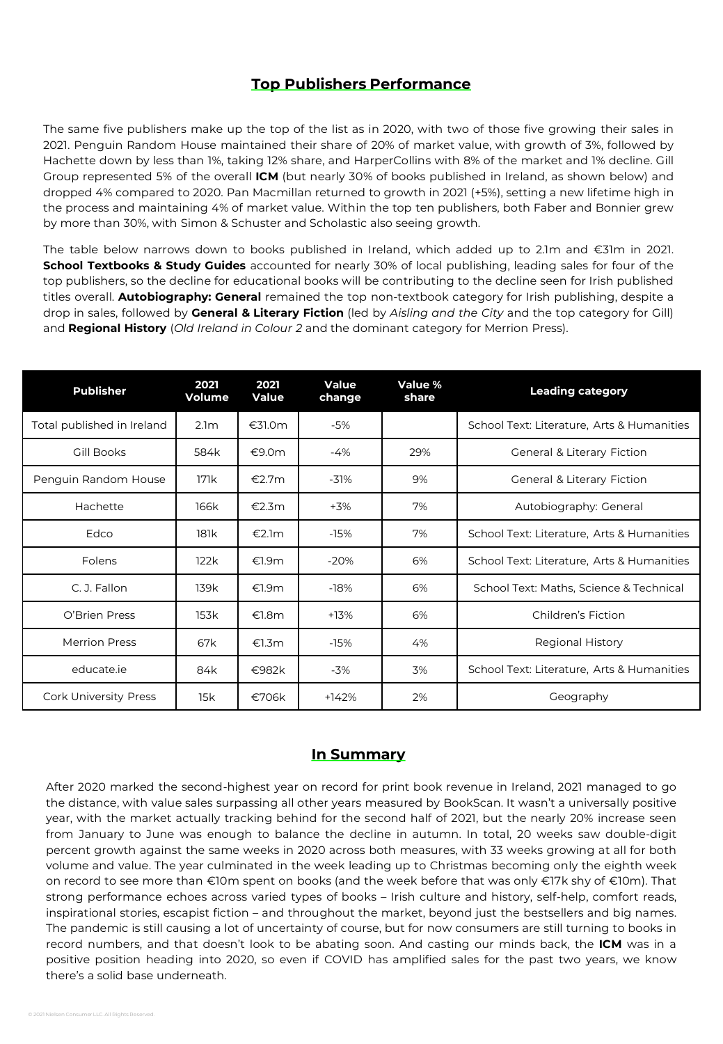## Top Publishers Performance

The same five publishers make up the top of the list as in 2020, with two of those five growing their sales in 2021. Penguin Random House maintained their share of 20% of market value, with growth of 3%, followed by Hachette down by less than 1%, taking 12% share, and HarperCollins with 8% of the market and 1% decline. Gill Group represented 5% of the overall **ICM** (but nearly 30% of books published in Ireland, as shown below) and dropped 4% compared to 2020. Pan Macmillan returned to growth in 2021 (+5%), setting a new lifetime high in the process and maintaining 4% of market value. Within the top ten publishers, both Faber and Bonnier grew by more than 30%, with Simon & Schuster and Scholastic also seeing growth.

The table below narrows down to books published in Ireland, which added up to 2.1m and €31m in 2021. **School Textbooks & Study Guides** accounted for nearly 30% of local publishing, leading sales for four of the top publishers, so the decline for educational books will be contributing to the decline seen for Irish published titles overall. **Autobiography: General** remained the top non-textbook category for Irish publishing, despite a drop in sales, followed by **General & Literary Fiction** (led by *Aisling and the City* and the top category for Gill) and **Regional History** (*Old Ireland in Colour 2* and the dominant category for Merrion Press).

| Publisher | 2021 Volume | 2021 Value | Value change | Value % share | Leading category |
|---|---|---|---|---|---|
| Total published in Ireland | 2.1m | €31.0m | -5% | | School Text: Literature, Arts & Humanities |
| Gill Books | 584k | €9.0m | -4% | 29% | General & Literary Fiction |
| Penguin Random House | 171k | €2.7m | -31% | 9% | General & Literary Fiction |
| Hachette | 166k | €2.3m | +3% | 7% | Autobiography: General |
| Edco | 181k | €2.1m | -15% | 7% | School Text: Literature, Arts & Humanities |
| Folens | 122k | €1.9m | -20% | 6% | School Text: Literature, Arts & Humanities |
| C. J. Fallon | 139k | €1.9m | -18% | 6% | School Text: Maths, Science & Technical |
| O'Brien Press | 153k | €1.8m | +13% | 6% | Children's Fiction |
| Merrion Press | 67k | €1.3m | -15% | 4% | Regional History |
| educate.ie | 84k | €982k | -3% | 3% | School Text: Literature, Arts & Humanities |
| Cork University Press | 15k | €706k | +142% | 2% | Geography |

## In Summary

After 2020 marked the second-highest year on record for print book revenue in Ireland, 2021 managed to go the distance, with value sales surpassing all other years measured by BookScan. It wasn't a universally positive year, with the market actually tracking behind for the second half of 2021, but the nearly 20% increase seen from January to June was enough to balance the decline in autumn. In total, 20 weeks saw double-digit percent growth against the same weeks in 2020 across both measures, with 33 weeks growing at all for both volume and value. The year culminated in the week leading up to Christmas becoming only the eighth week on record to see more than €10m spent on books (and the week before that was only €17k shy of €10m). That strong performance echoes across varied types of books – Irish culture and history, self-help, comfort reads, inspirational stories, escapist fiction – and throughout the market, beyond just the bestsellers and big names. The pandemic is still causing a lot of uncertainty of course, but for now consumers are still turning to books in record numbers, and that doesn't look to be abating soon. And casting our minds back, the **ICM** was in a positive position heading into 2020, so even if COVID has amplified sales for the past two years, we know there's a solid base underneath.